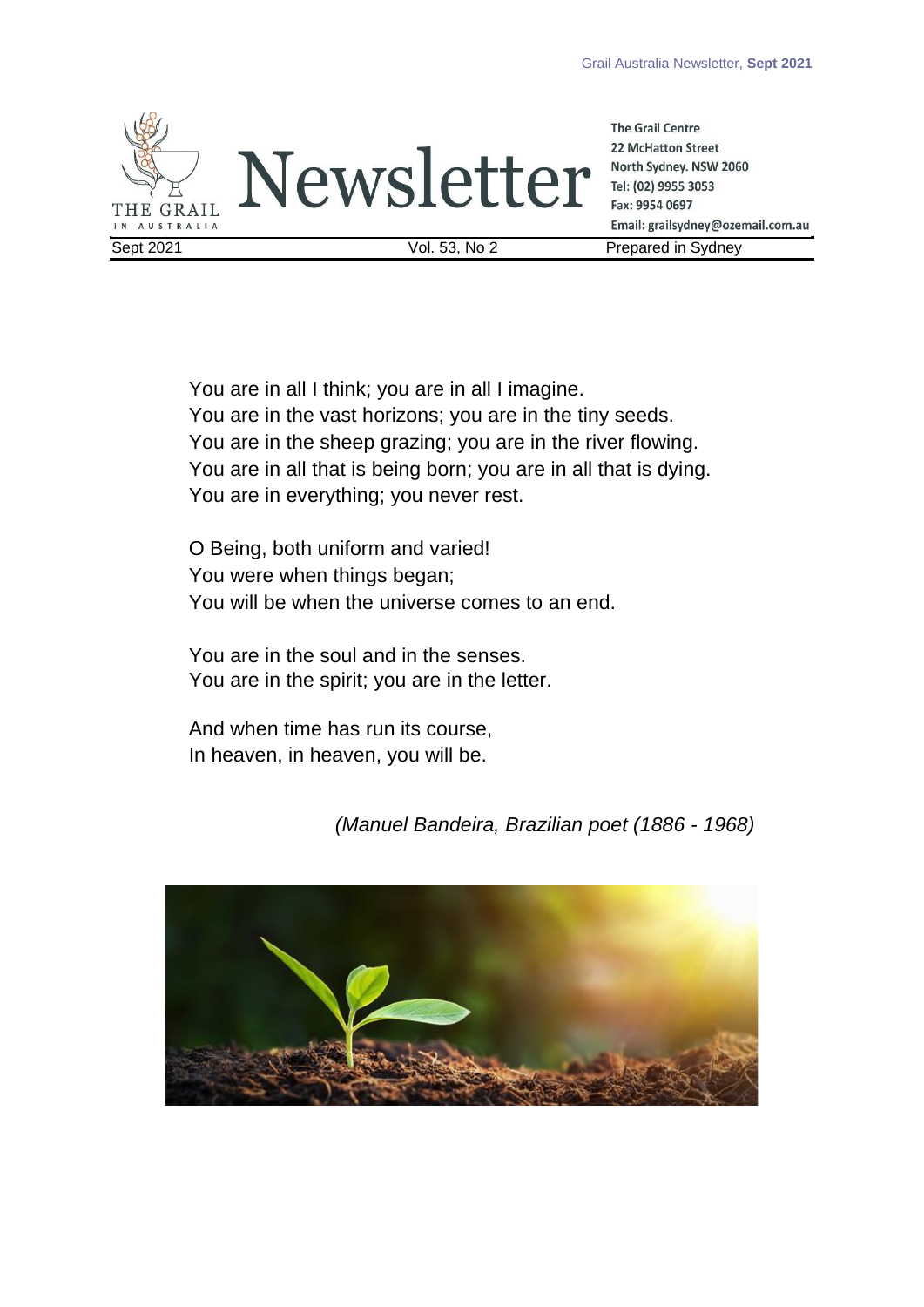# Newsletter

The Grail Centre
22 McHatton Street
North Sydney. NSW 2060
Tel: (02) 9955 3053
Fax: 9954 0697
Email: grailsydney@ozemail.com.au

Sept 2021 | Vol. 53, No 2 | Prepared in Sydney

You are in all I think; you are in all I imagine.
You are in the vast horizons; you are in the tiny seeds.
You are in the sheep grazing; you are in the river flowing.
You are in all that is being born; you are in all that is dying.
You are in everything; you never rest.

O Being, both uniform and varied!
You were when things began;
You will be when the universe comes to an end.

You are in the soul and in the senses.
You are in the spirit; you are in the letter.

And when time has run its course,
In heaven, in heaven, you will be.

*(Manuel Bandeira, Brazilian poet (1886 - 1968)*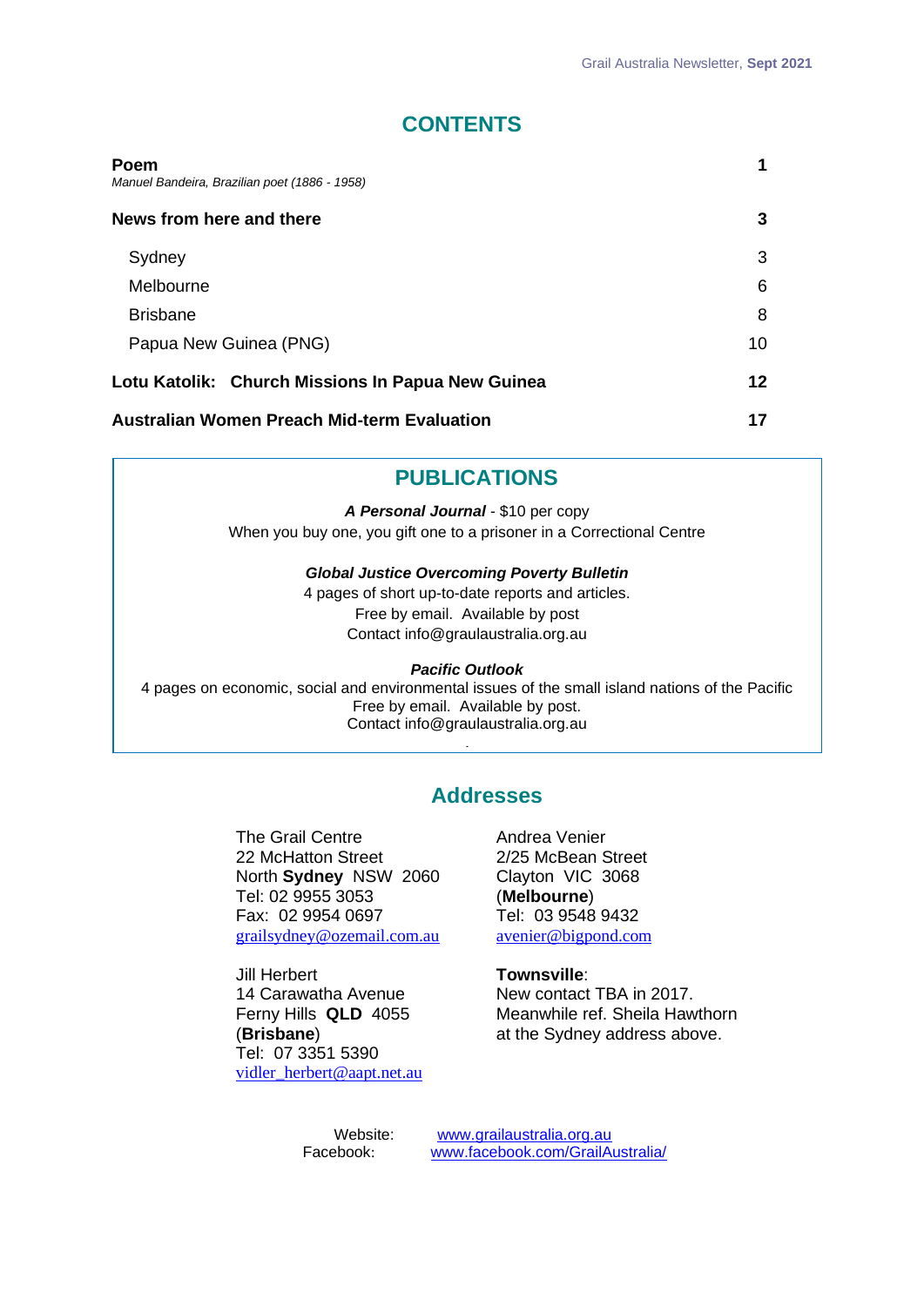## CONTENTS

| | |
|---|---|
| **Poem**<br>*Manuel Bandeira, Brazilian poet (1886 - 1958)* | **1** |
| **News from here and there** | **3** |
| Sydney | 3 |
| Melbourne | 6 |
| Brisbane | 8 |
| Papua New Guinea (PNG) | 10 |
| **Lotu Katolik: Church Missions In Papua New Guinea** | **12** |
| **Australian Women Preach Mid-term Evaluation** | **17** |

## PUBLICATIONS

***A Personal Journal*** - $10 per copy
When you buy one, you gift one to a prisoner in a Correctional Centre

***Global Justice Overcoming Poverty Bulletin***
4 pages of short up-to-date reports and articles.
Free by email. Available by post
Contact info@graulaustralia.org.au

***Pacific Outlook***
4 pages on economic, social and environmental issues of the small island nations of the Pacific
Free by email. Available by post.
Contact info@graulaustralia.org.au

## Addresses

The Grail Centre
22 McHatton Street
North **Sydney** NSW 2060
Tel: 02 9955 3053
Fax: 02 9954 0697
grailsydney@ozemail.com.au

Jill Herbert
14 Carawatha Avenue
Ferny Hills **QLD** 4055
(**Brisbane**)
Tel: 07 3351 5390
vidler_herbert@aapt.net.au

Andrea Venier
2/25 McBean Street
Clayton VIC 3068
(**Melbourne**)
Tel: 03 9548 9432
avenier@bigpond.com

**Townsville**:
New contact TBA in 2017.
Meanwhile ref. Sheila Hawthorn
at the Sydney address above.

Website: www.grailaustralia.org.au
Facebook: www.facebook.com/GrailAustralia/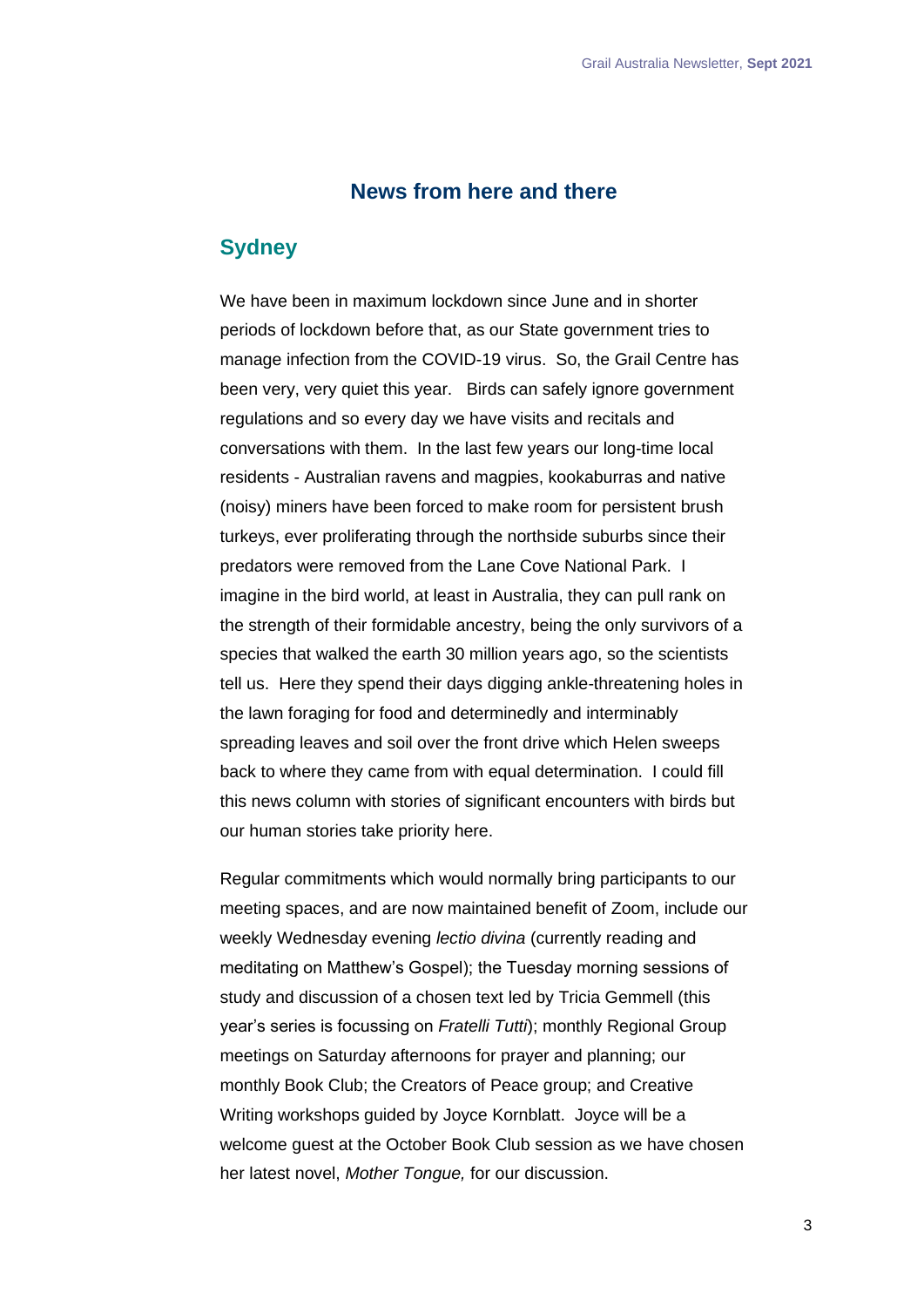## News from here and there

### Sydney

We have been in maximum lockdown since June and in shorter periods of lockdown before that, as our State government tries to manage infection from the COVID-19 virus. So, the Grail Centre has been very, very quiet this year. Birds can safely ignore government regulations and so every day we have visits and recitals and conversations with them. In the last few years our long-time local residents - Australian ravens and magpies, kookaburras and native (noisy) miners have been forced to make room for persistent brush turkeys, ever proliferating through the northside suburbs since their predators were removed from the Lane Cove National Park. I imagine in the bird world, at least in Australia, they can pull rank on the strength of their formidable ancestry, being the only survivors of a species that walked the earth 30 million years ago, so the scientists tell us. Here they spend their days digging ankle-threatening holes in the lawn foraging for food and determinedly and interminably spreading leaves and soil over the front drive which Helen sweeps back to where they came from with equal determination. I could fill this news column with stories of significant encounters with birds but our human stories take priority here.

Regular commitments which would normally bring participants to our meeting spaces, and are now maintained benefit of Zoom, include our weekly Wednesday evening *lectio divina* (currently reading and meditating on Matthew's Gospel); the Tuesday morning sessions of study and discussion of a chosen text led by Tricia Gemmell (this year's series is focussing on *Fratelli Tutti*); monthly Regional Group meetings on Saturday afternoons for prayer and planning; our monthly Book Club; the Creators of Peace group; and Creative Writing workshops guided by Joyce Kornblatt. Joyce will be a welcome guest at the October Book Club session as we have chosen her latest novel, *Mother Tongue,* for our discussion.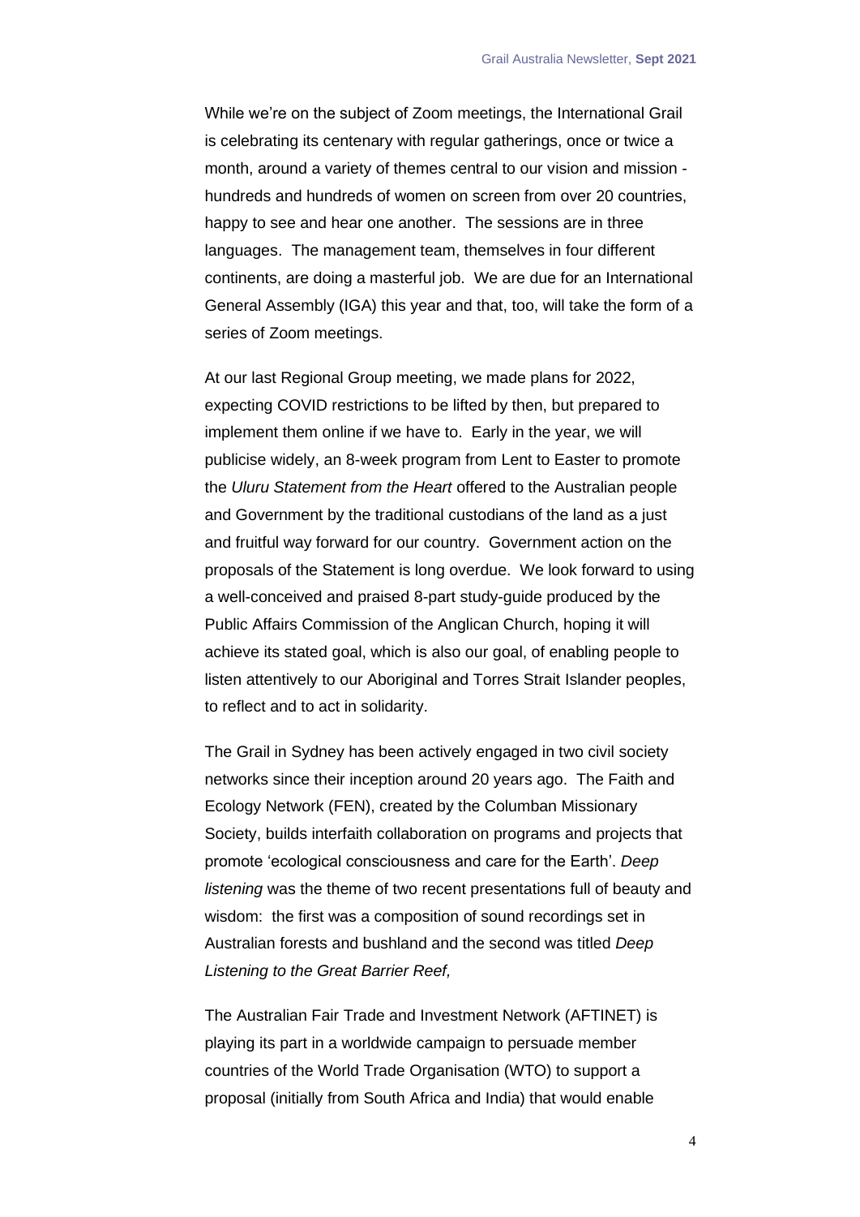While we're on the subject of Zoom meetings, the International Grail is celebrating its centenary with regular gatherings, once or twice a month, around a variety of themes central to our vision and mission - hundreds and hundreds of women on screen from over 20 countries, happy to see and hear one another. The sessions are in three languages. The management team, themselves in four different continents, are doing a masterful job. We are due for an International General Assembly (IGA) this year and that, too, will take the form of a series of Zoom meetings.

At our last Regional Group meeting, we made plans for 2022, expecting COVID restrictions to be lifted by then, but prepared to implement them online if we have to. Early in the year, we will publicise widely, an 8-week program from Lent to Easter to promote the *Uluru Statement from the Heart* offered to the Australian people and Government by the traditional custodians of the land as a just and fruitful way forward for our country. Government action on the proposals of the Statement is long overdue. We look forward to using a well-conceived and praised 8-part study-guide produced by the Public Affairs Commission of the Anglican Church, hoping it will achieve its stated goal, which is also our goal, of enabling people to listen attentively to our Aboriginal and Torres Strait Islander peoples, to reflect and to act in solidarity.

The Grail in Sydney has been actively engaged in two civil society networks since their inception around 20 years ago. The Faith and Ecology Network (FEN), created by the Columban Missionary Society, builds interfaith collaboration on programs and projects that promote 'ecological consciousness and care for the Earth'. *Deep listening* was the theme of two recent presentations full of beauty and wisdom: the first was a composition of sound recordings set in Australian forests and bushland and the second was titled *Deep Listening to the Great Barrier Reef,*

The Australian Fair Trade and Investment Network (AFTINET) is playing its part in a worldwide campaign to persuade member countries of the World Trade Organisation (WTO) to support a proposal (initially from South Africa and India) that would enable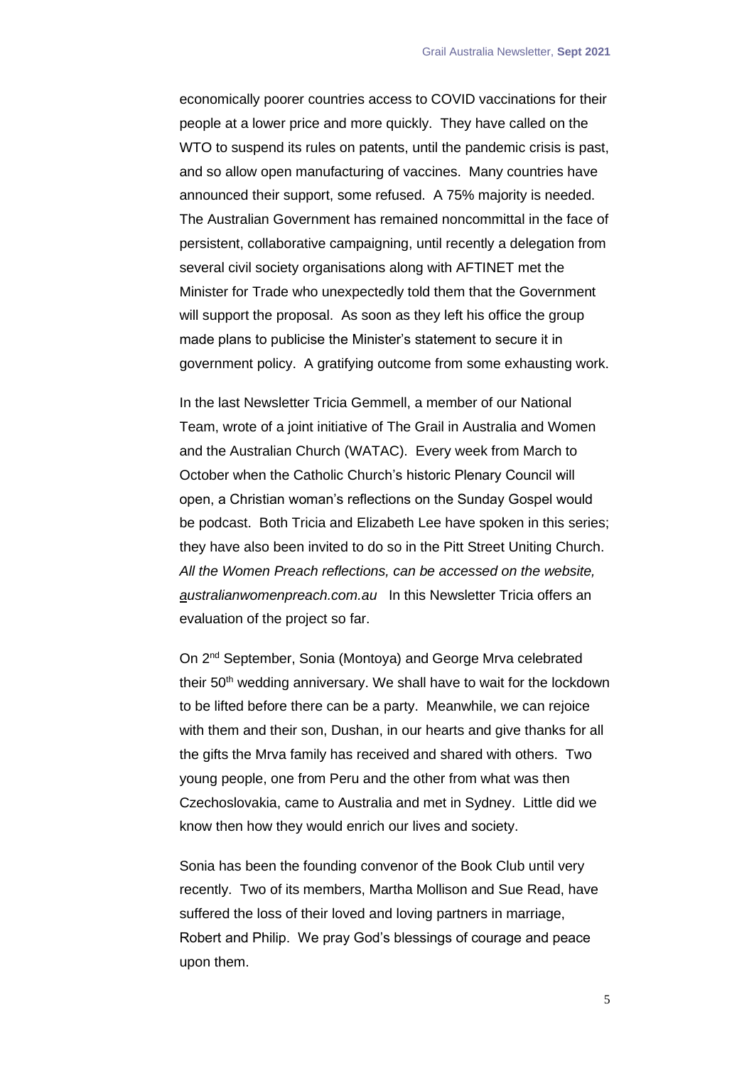economically poorer countries access to COVID vaccinations for their people at a lower price and more quickly. They have called on the WTO to suspend its rules on patents, until the pandemic crisis is past, and so allow open manufacturing of vaccines. Many countries have announced their support, some refused. A 75% majority is needed. The Australian Government has remained noncommittal in the face of persistent, collaborative campaigning, until recently a delegation from several civil society organisations along with AFTINET met the Minister for Trade who unexpectedly told them that the Government will support the proposal. As soon as they left his office the group made plans to publicise the Minister's statement to secure it in government policy. A gratifying outcome from some exhausting work.

In the last Newsletter Tricia Gemmell, a member of our National Team, wrote of a joint initiative of The Grail in Australia and Women and the Australian Church (WATAC). Every week from March to October when the Catholic Church's historic Plenary Council will open, a Christian woman's reflections on the Sunday Gospel would be podcast. Both Tricia and Elizabeth Lee have spoken in this series; they have also been invited to do so in the Pitt Street Uniting Church. *All the Women Preach reflections, can be accessed on the website, australianwomenpreach.com.au* In this Newsletter Tricia offers an evaluation of the project so far.

On 2nd September, Sonia (Montoya) and George Mrva celebrated their 50th wedding anniversary. We shall have to wait for the lockdown to be lifted before there can be a party. Meanwhile, we can rejoice with them and their son, Dushan, in our hearts and give thanks for all the gifts the Mrva family has received and shared with others. Two young people, one from Peru and the other from what was then Czechoslovakia, came to Australia and met in Sydney. Little did we know then how they would enrich our lives and society.

Sonia has been the founding convenor of the Book Club until very recently. Two of its members, Martha Mollison and Sue Read, have suffered the loss of their loved and loving partners in marriage, Robert and Philip. We pray God's blessings of courage and peace upon them.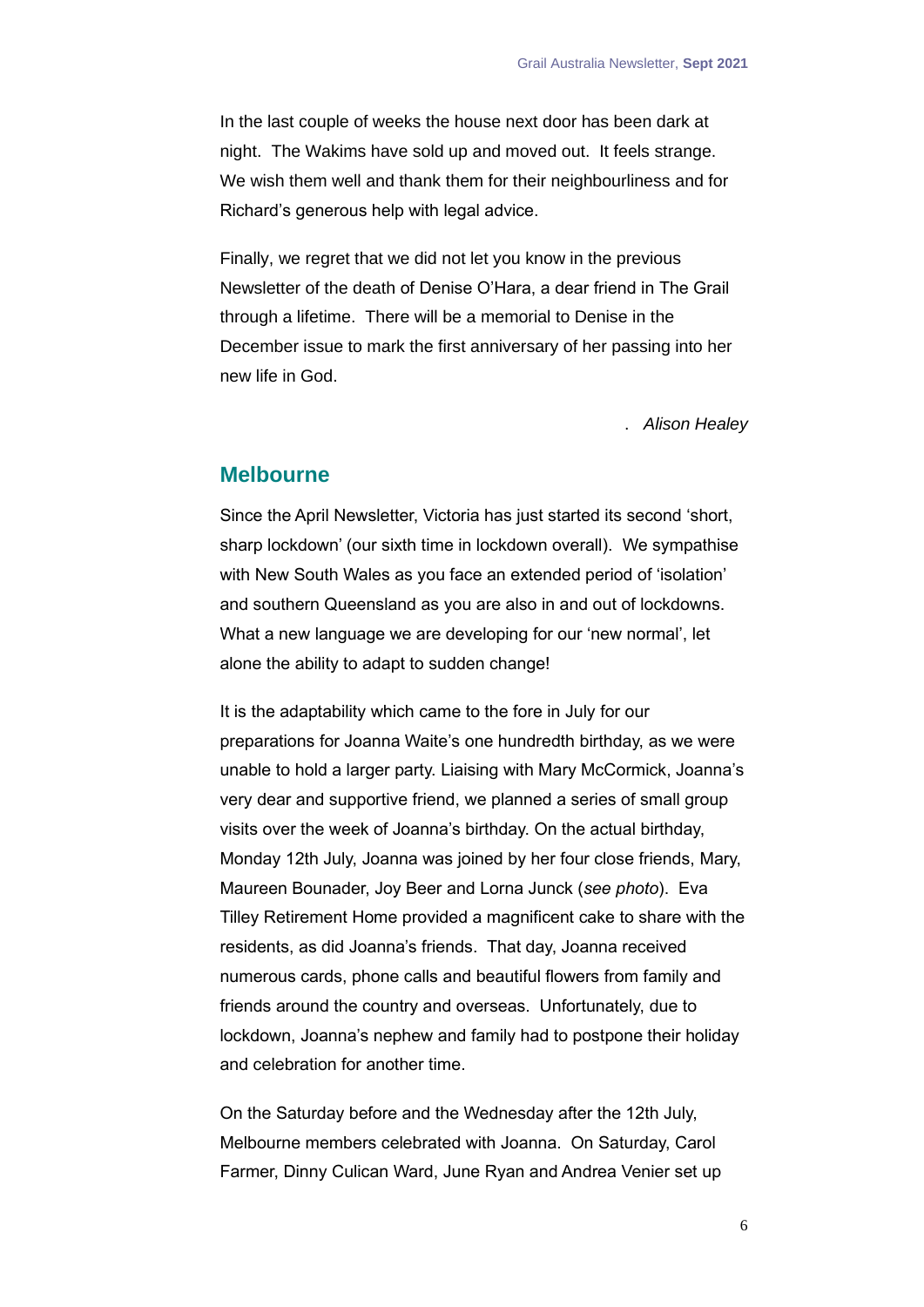In the last couple of weeks the house next door has been dark at night. The Wakims have sold up and moved out. It feels strange. We wish them well and thank them for their neighbourliness and for Richard's generous help with legal advice.

Finally, we regret that we did not let you know in the previous Newsletter of the death of Denise O'Hara, a dear friend in The Grail through a lifetime. There will be a memorial to Denise in the December issue to mark the first anniversary of her passing into her new life in God.

. *Alison Healey*

## Melbourne

Since the April Newsletter, Victoria has just started its second 'short, sharp lockdown' (our sixth time in lockdown overall). We sympathise with New South Wales as you face an extended period of 'isolation' and southern Queensland as you are also in and out of lockdowns. What a new language we are developing for our 'new normal', let alone the ability to adapt to sudden change!

It is the adaptability which came to the fore in July for our preparations for Joanna Waite's one hundredth birthday, as we were unable to hold a larger party. Liaising with Mary McCormick, Joanna's very dear and supportive friend, we planned a series of small group visits over the week of Joanna's birthday. On the actual birthday, Monday 12th July, Joanna was joined by her four close friends, Mary, Maureen Bounader, Joy Beer and Lorna Junck (*see photo*). Eva Tilley Retirement Home provided a magnificent cake to share with the residents, as did Joanna's friends. That day, Joanna received numerous cards, phone calls and beautiful flowers from family and friends around the country and overseas. Unfortunately, due to lockdown, Joanna's nephew and family had to postpone their holiday and celebration for another time.

On the Saturday before and the Wednesday after the 12th July, Melbourne members celebrated with Joanna. On Saturday, Carol Farmer, Dinny Culican Ward, June Ryan and Andrea Venier set up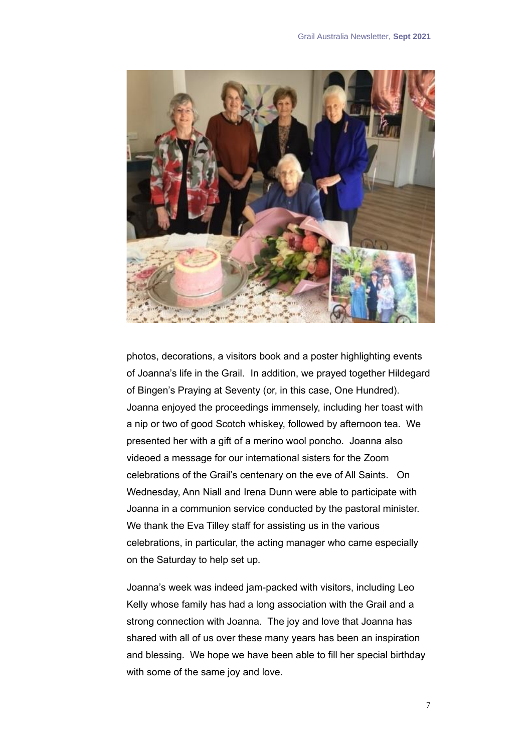photos, decorations, a visitors book and a poster highlighting events of Joanna's life in the Grail. In addition, we prayed together Hildegard of Bingen's Praying at Seventy (or, in this case, One Hundred). Joanna enjoyed the proceedings immensely, including her toast with a nip or two of good Scotch whiskey, followed by afternoon tea. We presented her with a gift of a merino wool poncho. Joanna also videoed a message for our international sisters for the Zoom celebrations of the Grail's centenary on the eve of All Saints. On Wednesday, Ann Niall and Irena Dunn were able to participate with Joanna in a communion service conducted by the pastoral minister. We thank the Eva Tilley staff for assisting us in the various celebrations, in particular, the acting manager who came especially on the Saturday to help set up.

Joanna's week was indeed jam-packed with visitors, including Leo Kelly whose family has had a long association with the Grail and a strong connection with Joanna. The joy and love that Joanna has shared with all of us over these many years has been an inspiration and blessing. We hope we have been able to fill her special birthday with some of the same joy and love.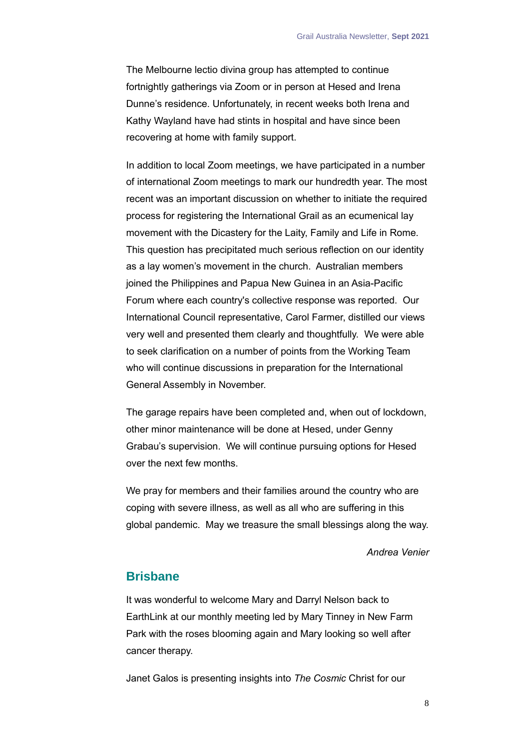The Melbourne lectio divina group has attempted to continue fortnightly gatherings via Zoom or in person at Hesed and Irena Dunne's residence. Unfortunately, in recent weeks both Irena and Kathy Wayland have had stints in hospital and have since been recovering at home with family support.

In addition to local Zoom meetings, we have participated in a number of international Zoom meetings to mark our hundredth year. The most recent was an important discussion on whether to initiate the required process for registering the International Grail as an ecumenical lay movement with the Dicastery for the Laity, Family and Life in Rome. This question has precipitated much serious reflection on our identity as a lay women's movement in the church. Australian members joined the Philippines and Papua New Guinea in an Asia-Pacific Forum where each country's collective response was reported. Our International Council representative, Carol Farmer, distilled our views very well and presented them clearly and thoughtfully. We were able to seek clarification on a number of points from the Working Team who will continue discussions in preparation for the International General Assembly in November.

The garage repairs have been completed and, when out of lockdown, other minor maintenance will be done at Hesed, under Genny Grabau's supervision. We will continue pursuing options for Hesed over the next few months.

We pray for members and their families around the country who are coping with severe illness, as well as all who are suffering in this global pandemic. May we treasure the small blessings along the way.

*Andrea Venier*

## Brisbane

It was wonderful to welcome Mary and Darryl Nelson back to EarthLink at our monthly meeting led by Mary Tinney in New Farm Park with the roses blooming again and Mary looking so well after cancer therapy.

Janet Galos is presenting insights into *The Cosmic* Christ for our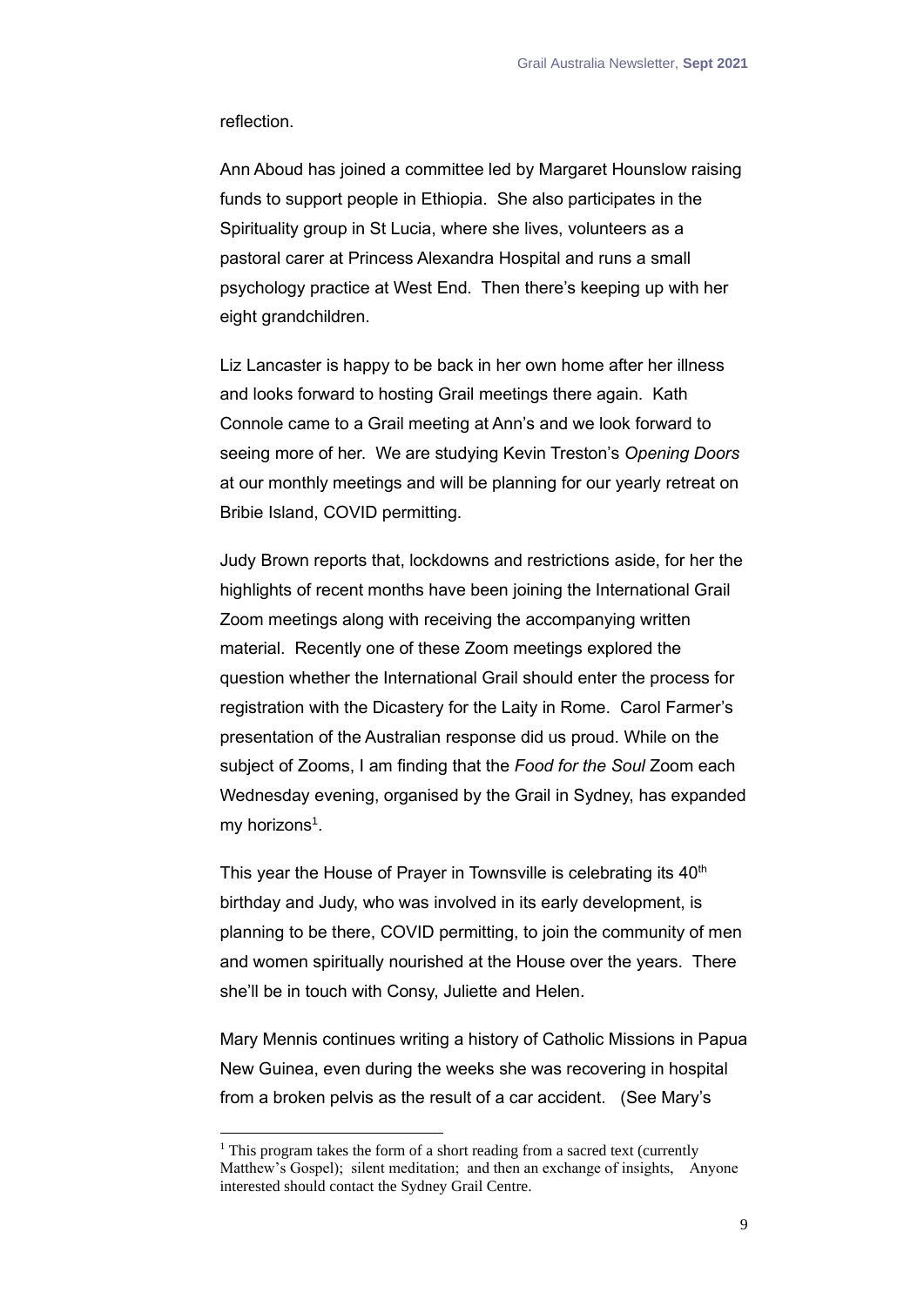reflection.

Ann Aboud has joined a committee led by Margaret Hounslow raising funds to support people in Ethiopia. She also participates in the Spirituality group in St Lucia, where she lives, volunteers as a pastoral carer at Princess Alexandra Hospital and runs a small psychology practice at West End. Then there's keeping up with her eight grandchildren.

Liz Lancaster is happy to be back in her own home after her illness and looks forward to hosting Grail meetings there again. Kath Connole came to a Grail meeting at Ann's and we look forward to seeing more of her. We are studying Kevin Treston's *Opening Doors* at our monthly meetings and will be planning for our yearly retreat on Bribie Island, COVID permitting.

Judy Brown reports that, lockdowns and restrictions aside, for her the highlights of recent months have been joining the International Grail Zoom meetings along with receiving the accompanying written material. Recently one of these Zoom meetings explored the question whether the International Grail should enter the process for registration with the Dicastery for the Laity in Rome. Carol Farmer's presentation of the Australian response did us proud. While on the subject of Zooms, I am finding that the *Food for the Soul* Zoom each Wednesday evening, organised by the Grail in Sydney, has expanded my horizons[1].

This year the House of Prayer in Townsville is celebrating its 40th birthday and Judy, who was involved in its early development, is planning to be there, COVID permitting, to join the community of men and women spiritually nourished at the House over the years. There she'll be in touch with Consy, Juliette and Helen.

Mary Mennis continues writing a history of Catholic Missions in Papua New Guinea, even during the weeks she was recovering in hospital from a broken pelvis as the result of a car accident. (See Mary's

---

[1] This program takes the form of a short reading from a sacred text (currently Matthew's Gospel); silent meditation; and then an exchange of insights, Anyone interested should contact the Sydney Grail Centre.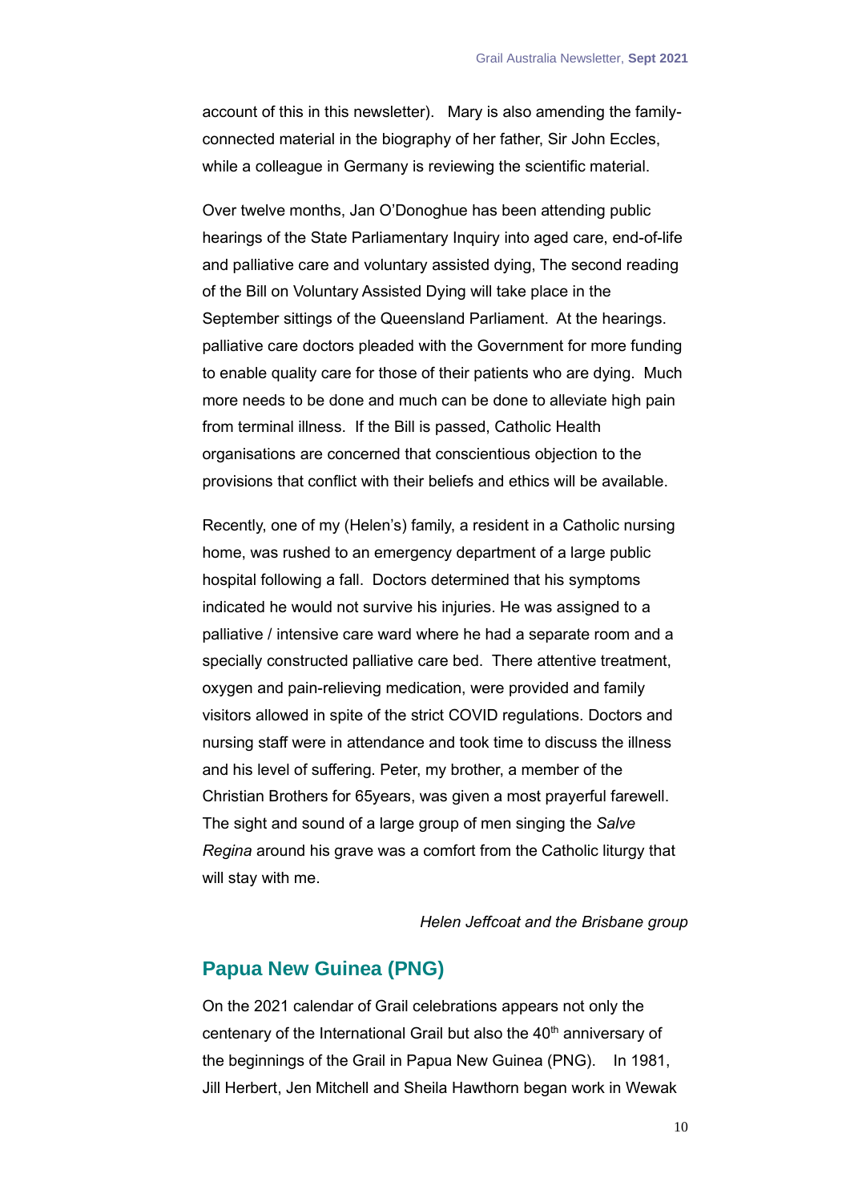account of this in this newsletter). Mary is also amending the family-connected material in the biography of her father, Sir John Eccles, while a colleague in Germany is reviewing the scientific material.

Over twelve months, Jan O'Donoghue has been attending public hearings of the State Parliamentary Inquiry into aged care, end-of-life and palliative care and voluntary assisted dying, The second reading of the Bill on Voluntary Assisted Dying will take place in the September sittings of the Queensland Parliament. At the hearings. palliative care doctors pleaded with the Government for more funding to enable quality care for those of their patients who are dying. Much more needs to be done and much can be done to alleviate high pain from terminal illness. If the Bill is passed, Catholic Health organisations are concerned that conscientious objection to the provisions that conflict with their beliefs and ethics will be available.

Recently, one of my (Helen's) family, a resident in a Catholic nursing home, was rushed to an emergency department of a large public hospital following a fall. Doctors determined that his symptoms indicated he would not survive his injuries. He was assigned to a palliative / intensive care ward where he had a separate room and a specially constructed palliative care bed. There attentive treatment, oxygen and pain-relieving medication, were provided and family visitors allowed in spite of the strict COVID regulations. Doctors and nursing staff were in attendance and took time to discuss the illness and his level of suffering. Peter, my brother, a member of the Christian Brothers for 65years, was given a most prayerful farewell. The sight and sound of a large group of men singing the *Salve Regina* around his grave was a comfort from the Catholic liturgy that will stay with me.

*Helen Jeffcoat and the Brisbane group*

## Papua New Guinea (PNG)

On the 2021 calendar of Grail celebrations appears not only the centenary of the International Grail but also the 40th anniversary of the beginnings of the Grail in Papua New Guinea (PNG). In 1981, Jill Herbert, Jen Mitchell and Sheila Hawthorn began work in Wewak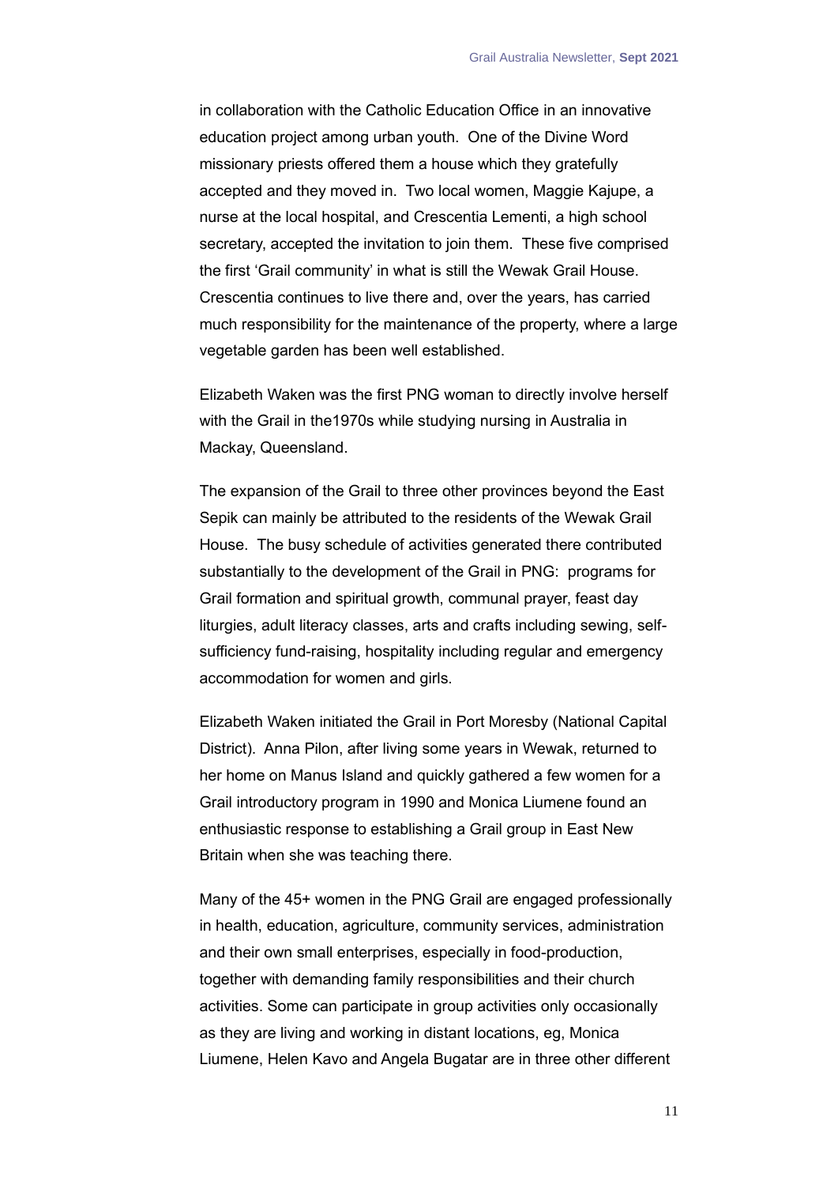in collaboration with the Catholic Education Office in an innovative education project among urban youth. One of the Divine Word missionary priests offered them a house which they gratefully accepted and they moved in. Two local women, Maggie Kajupe, a nurse at the local hospital, and Crescentia Lementi, a high school secretary, accepted the invitation to join them. These five comprised the first 'Grail community' in what is still the Wewak Grail House. Crescentia continues to live there and, over the years, has carried much responsibility for the maintenance of the property, where a large vegetable garden has been well established.

Elizabeth Waken was the first PNG woman to directly involve herself with the Grail in the1970s while studying nursing in Australia in Mackay, Queensland.

The expansion of the Grail to three other provinces beyond the East Sepik can mainly be attributed to the residents of the Wewak Grail House. The busy schedule of activities generated there contributed substantially to the development of the Grail in PNG: programs for Grail formation and spiritual growth, communal prayer, feast day liturgies, adult literacy classes, arts and crafts including sewing, self-sufficiency fund-raising, hospitality including regular and emergency accommodation for women and girls.

Elizabeth Waken initiated the Grail in Port Moresby (National Capital District). Anna Pilon, after living some years in Wewak, returned to her home on Manus Island and quickly gathered a few women for a Grail introductory program in 1990 and Monica Liumene found an enthusiastic response to establishing a Grail group in East New Britain when she was teaching there.

Many of the 45+ women in the PNG Grail are engaged professionally in health, education, agriculture, community services, administration and their own small enterprises, especially in food-production, together with demanding family responsibilities and their church activities. Some can participate in group activities only occasionally as they are living and working in distant locations, eg, Monica Liumene, Helen Kavo and Angela Bugatar are in three other different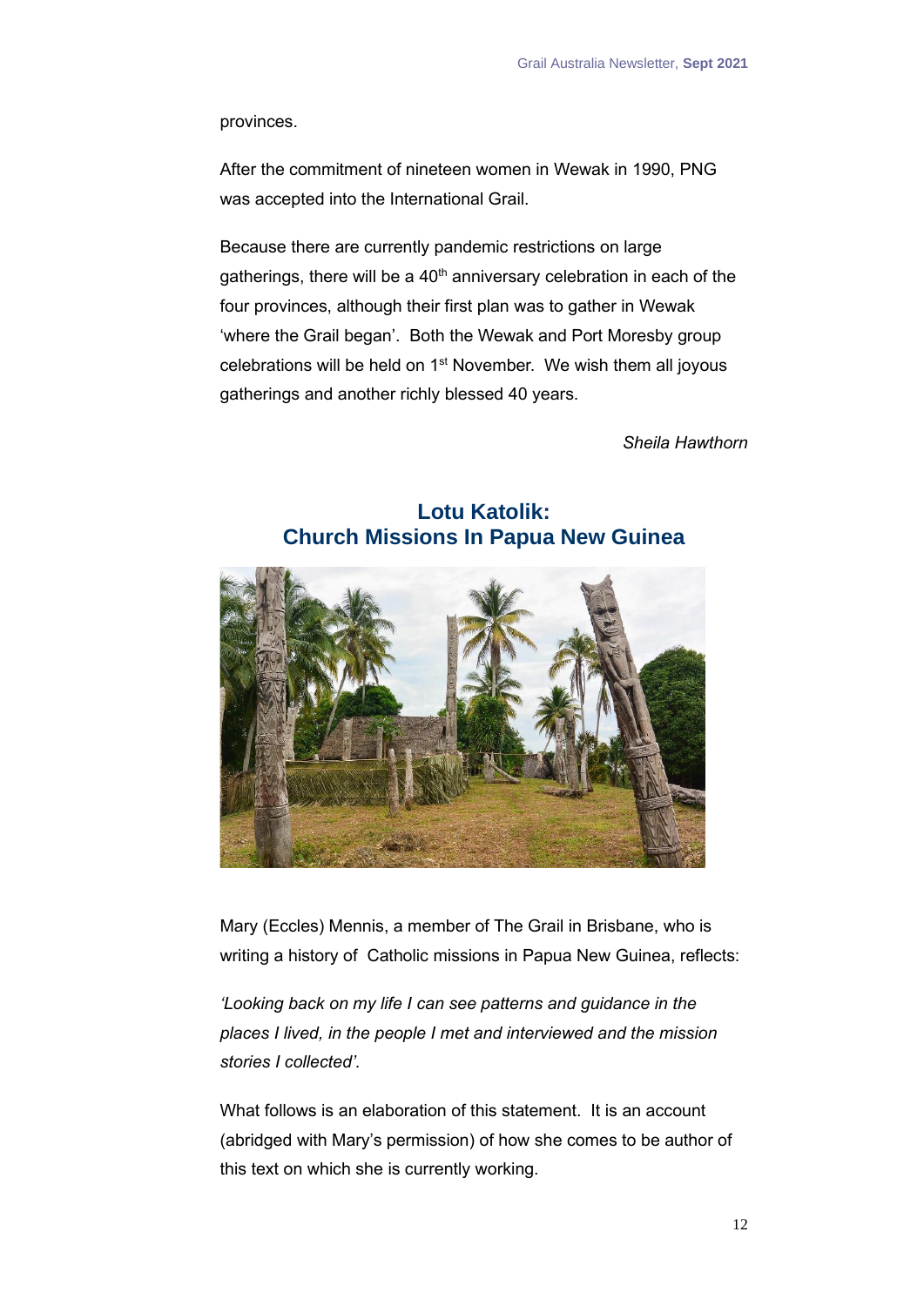provinces.

After the commitment of nineteen women in Wewak in 1990, PNG was accepted into the International Grail.

Because there are currently pandemic restrictions on large gatherings, there will be a 40th anniversary celebration in each of the four provinces, although their first plan was to gather in Wewak 'where the Grail began'. Both the Wewak and Port Moresby group celebrations will be held on 1st November. We wish them all joyous gatherings and another richly blessed 40 years.

*Sheila Hawthorn*

## Lotu Katolik:
## Church Missions In Papua New Guinea

Mary (Eccles) Mennis, a member of The Grail in Brisbane, who is writing a history of Catholic missions in Papua New Guinea, reflects:

*'Looking back on my life I can see patterns and guidance in the places I lived, in the people I met and interviewed and the mission stories I collected'.*

What follows is an elaboration of this statement. It is an account (abridged with Mary's permission) of how she comes to be author of this text on which she is currently working.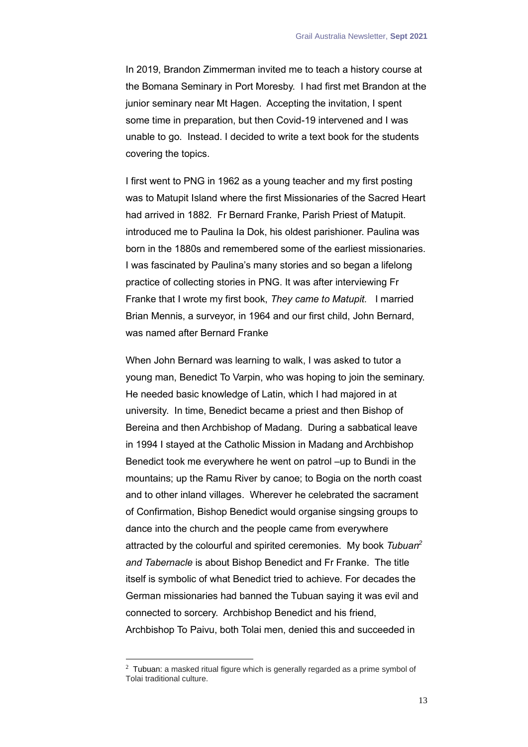In 2019, Brandon Zimmerman invited me to teach a history course at the Bomana Seminary in Port Moresby. I had first met Brandon at the junior seminary near Mt Hagen. Accepting the invitation, I spent some time in preparation, but then Covid-19 intervened and I was unable to go. Instead. I decided to write a text book for the students covering the topics.

I first went to PNG in 1962 as a young teacher and my first posting was to Matupit Island where the first Missionaries of the Sacred Heart had arrived in 1882. Fr Bernard Franke, Parish Priest of Matupit. introduced me to Paulina Ia Dok, his oldest parishioner. Paulina was born in the 1880s and remembered some of the earliest missionaries. I was fascinated by Paulina's many stories and so began a lifelong practice of collecting stories in PNG. It was after interviewing Fr Franke that I wrote my first book, *They came to Matupit.* I married Brian Mennis, a surveyor, in 1964 and our first child, John Bernard, was named after Bernard Franke

When John Bernard was learning to walk, I was asked to tutor a young man, Benedict To Varpin, who was hoping to join the seminary. He needed basic knowledge of Latin, which I had majored in at university. In time, Benedict became a priest and then Bishop of Bereina and then Archbishop of Madang. During a sabbatical leave in 1994 I stayed at the Catholic Mission in Madang and Archbishop Benedict took me everywhere he went on patrol –up to Bundi in the mountains; up the Ramu River by canoe; to Bogia on the north coast and to other inland villages. Wherever he celebrated the sacrament of Confirmation, Bishop Benedict would organise singsing groups to dance into the church and the people came from everywhere attracted by the colourful and spirited ceremonies. My book *Tubuan*[2] *and Tabernacle* is about Bishop Benedict and Fr Franke. The title itself is symbolic of what Benedict tried to achieve. For decades the German missionaries had banned the Tubuan saying it was evil and connected to sorcery. Archbishop Benedict and his friend, Archbishop To Paivu, both Tolai men, denied this and succeeded in

---

[2] Tubuan: a masked ritual figure which is generally regarded as a prime symbol of Tolai traditional culture.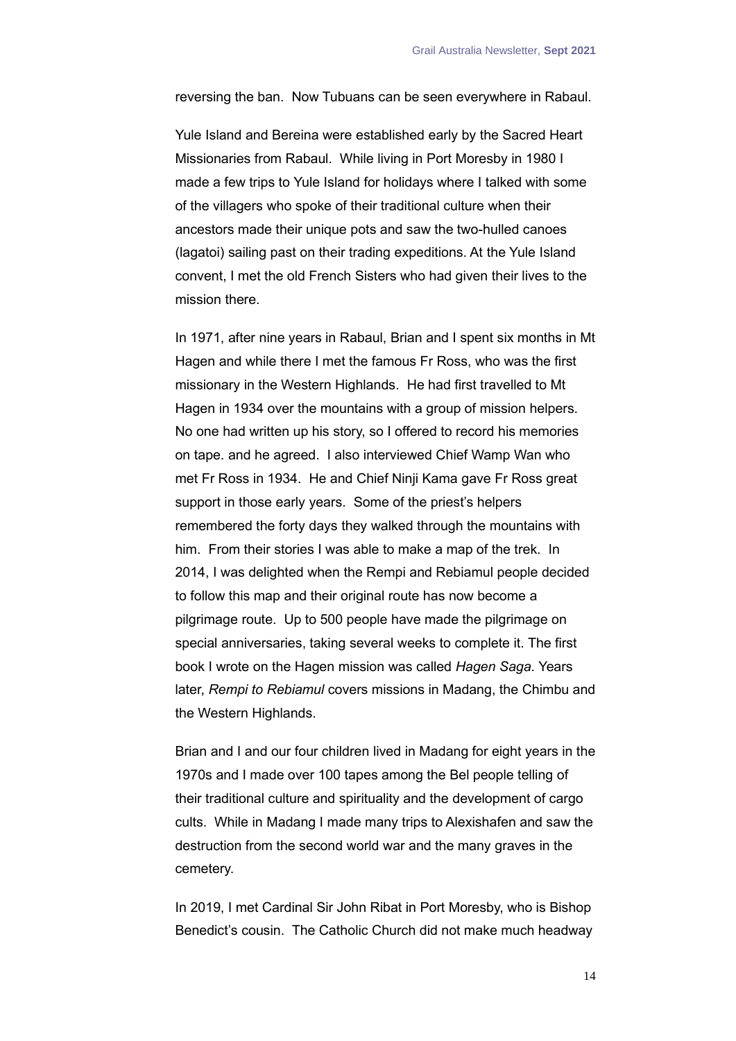reversing the ban. Now Tubuans can be seen everywhere in Rabaul.

Yule Island and Bereina were established early by the Sacred Heart Missionaries from Rabaul. While living in Port Moresby in 1980 I made a few trips to Yule Island for holidays where I talked with some of the villagers who spoke of their traditional culture when their ancestors made their unique pots and saw the two-hulled canoes (lagatoi) sailing past on their trading expeditions. At the Yule Island convent, I met the old French Sisters who had given their lives to the mission there.

In 1971, after nine years in Rabaul, Brian and I spent six months in Mt Hagen and while there I met the famous Fr Ross, who was the first missionary in the Western Highlands. He had first travelled to Mt Hagen in 1934 over the mountains with a group of mission helpers. No one had written up his story, so I offered to record his memories on tape. and he agreed. I also interviewed Chief Wamp Wan who met Fr Ross in 1934. He and Chief Ninji Kama gave Fr Ross great support in those early years. Some of the priest's helpers remembered the forty days they walked through the mountains with him. From their stories I was able to make a map of the trek. In 2014, I was delighted when the Rempi and Rebiamul people decided to follow this map and their original route has now become a pilgrimage route. Up to 500 people have made the pilgrimage on special anniversaries, taking several weeks to complete it. The first book I wrote on the Hagen mission was called *Hagen Saga.* Years later, *Rempi to Rebiamul* covers missions in Madang, the Chimbu and the Western Highlands.

Brian and I and our four children lived in Madang for eight years in the 1970s and I made over 100 tapes among the Bel people telling of their traditional culture and spirituality and the development of cargo cults. While in Madang I made many trips to Alexishafen and saw the destruction from the second world war and the many graves in the cemetery.

In 2019, I met Cardinal Sir John Ribat in Port Moresby, who is Bishop Benedict's cousin. The Catholic Church did not make much headway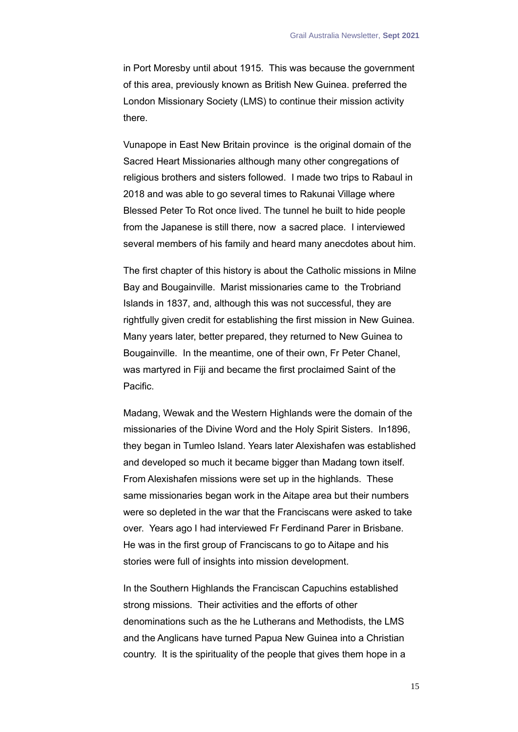in Port Moresby until about 1915. This was because the government of this area, previously known as British New Guinea. preferred the London Missionary Society (LMS) to continue their mission activity there.

Vunapope in East New Britain province is the original domain of the Sacred Heart Missionaries although many other congregations of religious brothers and sisters followed. I made two trips to Rabaul in 2018 and was able to go several times to Rakunai Village where Blessed Peter To Rot once lived. The tunnel he built to hide people from the Japanese is still there, now a sacred place. I interviewed several members of his family and heard many anecdotes about him.

The first chapter of this history is about the Catholic missions in Milne Bay and Bougainville. Marist missionaries came to the Trobriand Islands in 1837, and, although this was not successful, they are rightfully given credit for establishing the first mission in New Guinea. Many years later, better prepared, they returned to New Guinea to Bougainville. In the meantime, one of their own, Fr Peter Chanel, was martyred in Fiji and became the first proclaimed Saint of the Pacific.

Madang, Wewak and the Western Highlands were the domain of the missionaries of the Divine Word and the Holy Spirit Sisters. In1896, they began in Tumleo Island. Years later Alexishafen was established and developed so much it became bigger than Madang town itself. From Alexishafen missions were set up in the highlands. These same missionaries began work in the Aitape area but their numbers were so depleted in the war that the Franciscans were asked to take over. Years ago I had interviewed Fr Ferdinand Parer in Brisbane. He was in the first group of Franciscans to go to Aitape and his stories were full of insights into mission development.

In the Southern Highlands the Franciscan Capuchins established strong missions. Their activities and the efforts of other denominations such as the he Lutherans and Methodists, the LMS and the Anglicans have turned Papua New Guinea into a Christian country. It is the spirituality of the people that gives them hope in a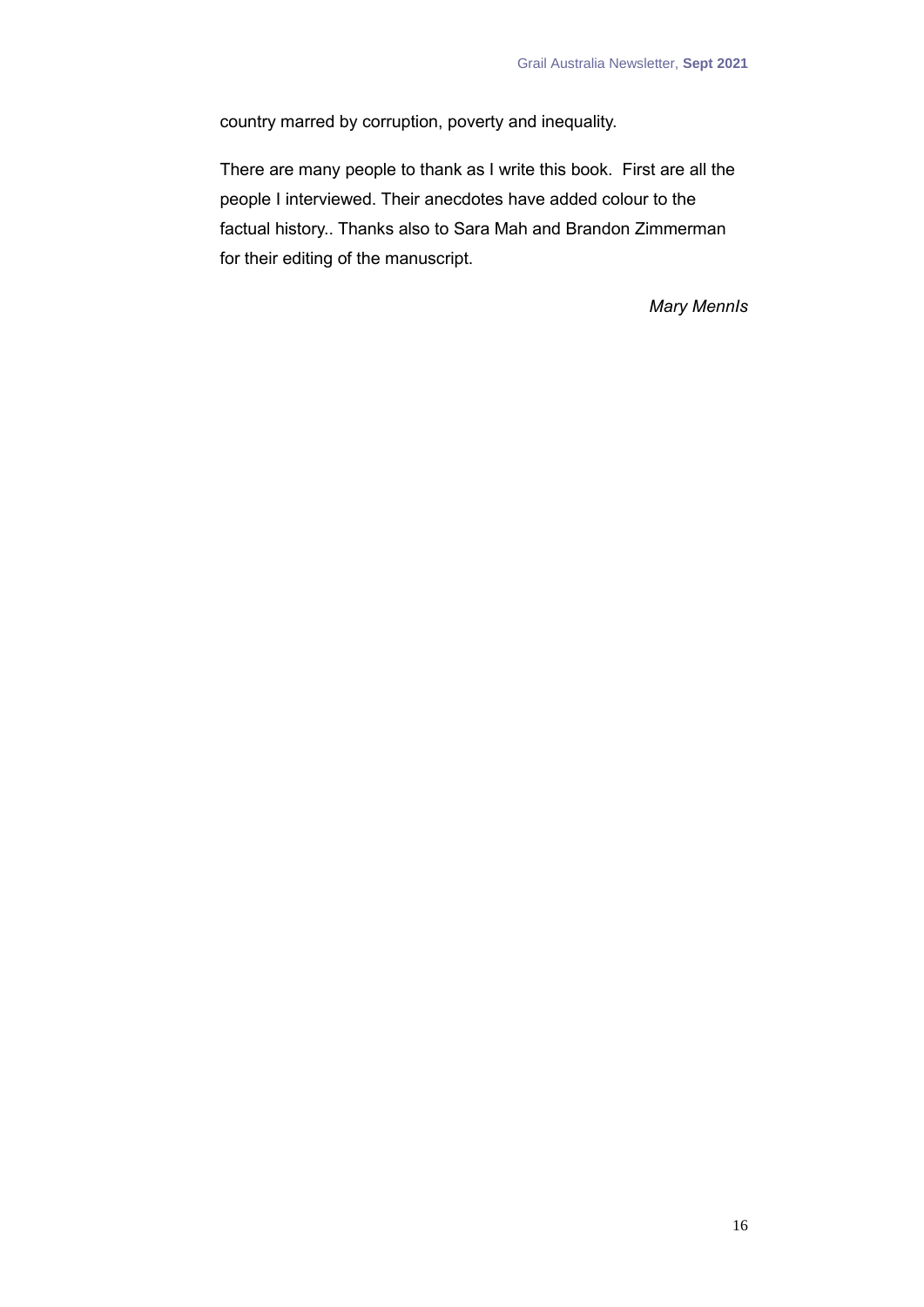country marred by corruption, poverty and inequality.

There are many people to thank as I write this book.  First are all the people I interviewed. Their anecdotes have added colour to the factual history.. Thanks also to Sara Mah and Brandon Zimmerman for their editing of the manuscript.

*Mary MennIs*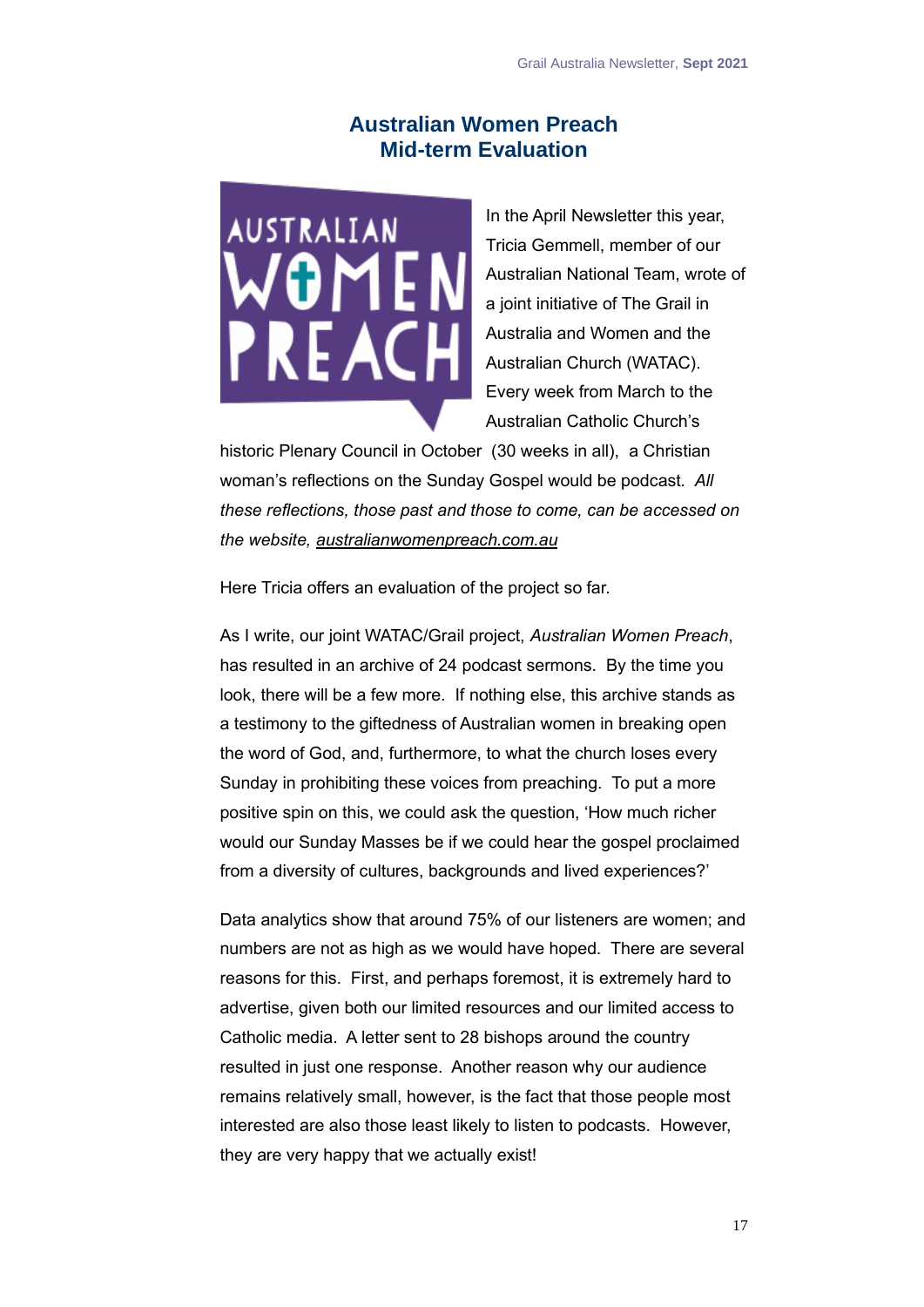# Australian Women Preach
## Mid-term Evaluation

In the April Newsletter this year, Tricia Gemmell, member of our Australian National Team, wrote of a joint initiative of The Grail in Australia and Women and the Australian Church (WATAC). Every week from March to the Australian Catholic Church's historic Plenary Council in October (30 weeks in all), a Christian woman's reflections on the Sunday Gospel would be podcast. *All these reflections, those past and those to come, can be accessed on the website,* *australianwomenpreach.com.au*

Here Tricia offers an evaluation of the project so far.

As I write, our joint WATAC/Grail project, *Australian Women Preach*, has resulted in an archive of 24 podcast sermons. By the time you look, there will be a few more. If nothing else, this archive stands as a testimony to the giftedness of Australian women in breaking open the word of God, and, furthermore, to what the church loses every Sunday in prohibiting these voices from preaching. To put a more positive spin on this, we could ask the question, 'How much richer would our Sunday Masses be if we could hear the gospel proclaimed from a diversity of cultures, backgrounds and lived experiences?'

Data analytics show that around 75% of our listeners are women; and numbers are not as high as we would have hoped. There are several reasons for this. First, and perhaps foremost, it is extremely hard to advertise, given both our limited resources and our limited access to Catholic media. A letter sent to 28 bishops around the country resulted in just one response. Another reason why our audience remains relatively small, however, is the fact that those people most interested are also those least likely to listen to podcasts. However, they are very happy that we actually exist!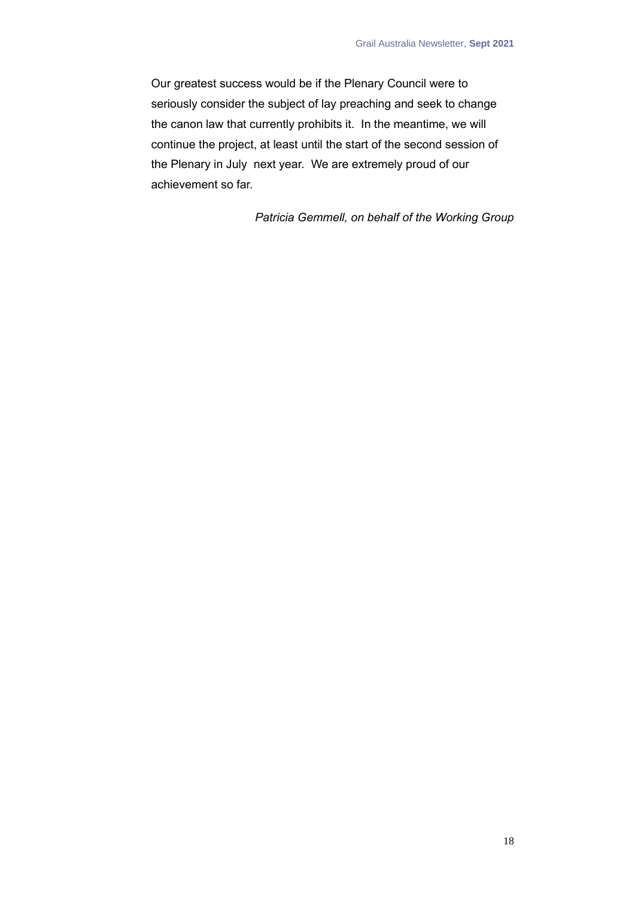Our greatest success would be if the Plenary Council were to seriously consider the subject of lay preaching and seek to change the canon law that currently prohibits it. In the meantime, we will continue the project, at least until the start of the second session of the Plenary in July next year. We are extremely proud of our achievement so far.

*Patricia Gemmell, on behalf of the Working Group*